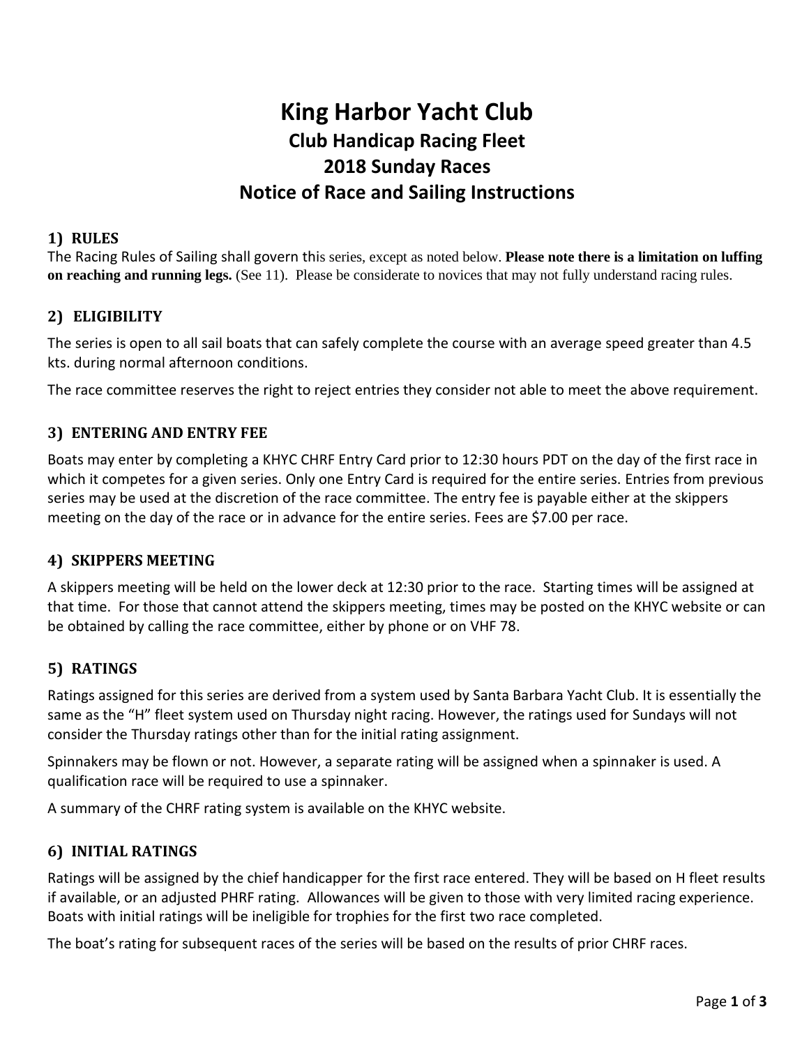# King Harbor Yacht Club
## Club Handicap Racing Fleet
## 2018 Sunday Races
## Notice of Race and Sailing Instructions

### 1) RULES

The Racing Rules of Sailing shall govern this series, except as noted below. **Please note there is a limitation on luffing on reaching and running legs.** (See 11). Please be considerate to novices that may not fully understand racing rules.

### 2) ELIGIBILITY

The series is open to all sail boats that can safely complete the course with an average speed greater than 4.5 kts. during normal afternoon conditions.

The race committee reserves the right to reject entries they consider not able to meet the above requirement.

### 3) ENTERING AND ENTRY FEE

Boats may enter by completing a KHYC CHRF Entry Card prior to 12:30 hours PDT on the day of the first race in which it competes for a given series. Only one Entry Card is required for the entire series. Entries from previous series may be used at the discretion of the race committee. The entry fee is payable either at the skippers meeting on the day of the race or in advance for the entire series. Fees are $7.00 per race.

### 4) SKIPPERS MEETING

A skippers meeting will be held on the lower deck at 12:30 prior to the race. Starting times will be assigned at that time. For those that cannot attend the skippers meeting, times may be posted on the KHYC website or can be obtained by calling the race committee, either by phone or on VHF 78.

### 5) RATINGS

Ratings assigned for this series are derived from a system used by Santa Barbara Yacht Club. It is essentially the same as the "H" fleet system used on Thursday night racing. However, the ratings used for Sundays will not consider the Thursday ratings other than for the initial rating assignment.

Spinnakers may be flown or not. However, a separate rating will be assigned when a spinnaker is used. A qualification race will be required to use a spinnaker.

A summary of the CHRF rating system is available on the KHYC website.

### 6) INITIAL RATINGS

Ratings will be assigned by the chief handicapper for the first race entered. They will be based on H fleet results if available, or an adjusted PHRF rating. Allowances will be given to those with very limited racing experience. Boats with initial ratings will be ineligible for trophies for the first two race completed.

The boat's rating for subsequent races of the series will be based on the results of prior CHRF races.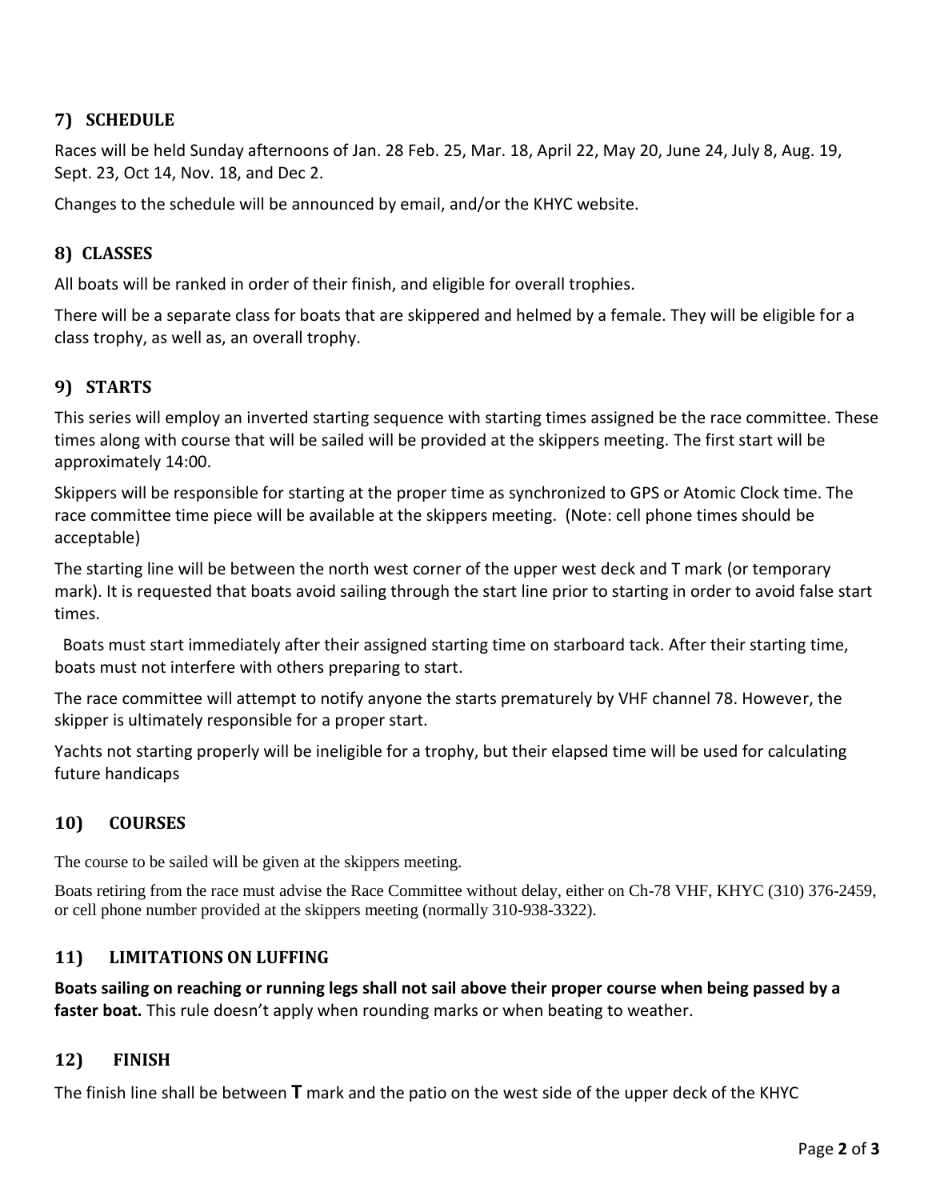## 7) SCHEDULE

Races will be held Sunday afternoons of Jan. 28 Feb. 25, Mar. 18, April 22, May 20, June 24, July 8, Aug. 19, Sept. 23, Oct 14, Nov. 18, and Dec 2.

Changes to the schedule will be announced by email, and/or the KHYC website.

## 8) CLASSES

All boats will be ranked in order of their finish, and eligible for overall trophies.

There will be a separate class for boats that are skippered and helmed by a female. They will be eligible for a class trophy, as well as, an overall trophy.

## 9) STARTS

This series will employ an inverted starting sequence with starting times assigned be the race committee. These times along with course that will be sailed will be provided at the skippers meeting. The first start will be approximately 14:00.

Skippers will be responsible for starting at the proper time as synchronized to GPS or Atomic Clock time. The race committee time piece will be available at the skippers meeting. (Note: cell phone times should be acceptable)

The starting line will be between the north west corner of the upper west deck and T mark (or temporary mark). It is requested that boats avoid sailing through the start line prior to starting in order to avoid false start times.

Boats must start immediately after their assigned starting time on starboard tack. After their starting time, boats must not interfere with others preparing to start.

The race committee will attempt to notify anyone the starts prematurely by VHF channel 78. However, the skipper is ultimately responsible for a proper start.

Yachts not starting properly will be ineligible for a trophy, but their elapsed time will be used for calculating future handicaps

## 10) COURSES

The course to be sailed will be given at the skippers meeting.

Boats retiring from the race must advise the Race Committee without delay, either on Ch-78 VHF, KHYC (310) 376-2459, or cell phone number provided at the skippers meeting (normally 310-938-3322).

## 11) LIMITATIONS ON LUFFING

**Boats sailing on reaching or running legs shall not sail above their proper course when being passed by a faster boat.** This rule doesn't apply when rounding marks or when beating to weather.

## 12) FINISH

The finish line shall be between **T** mark and the patio on the west side of the upper deck of the KHYC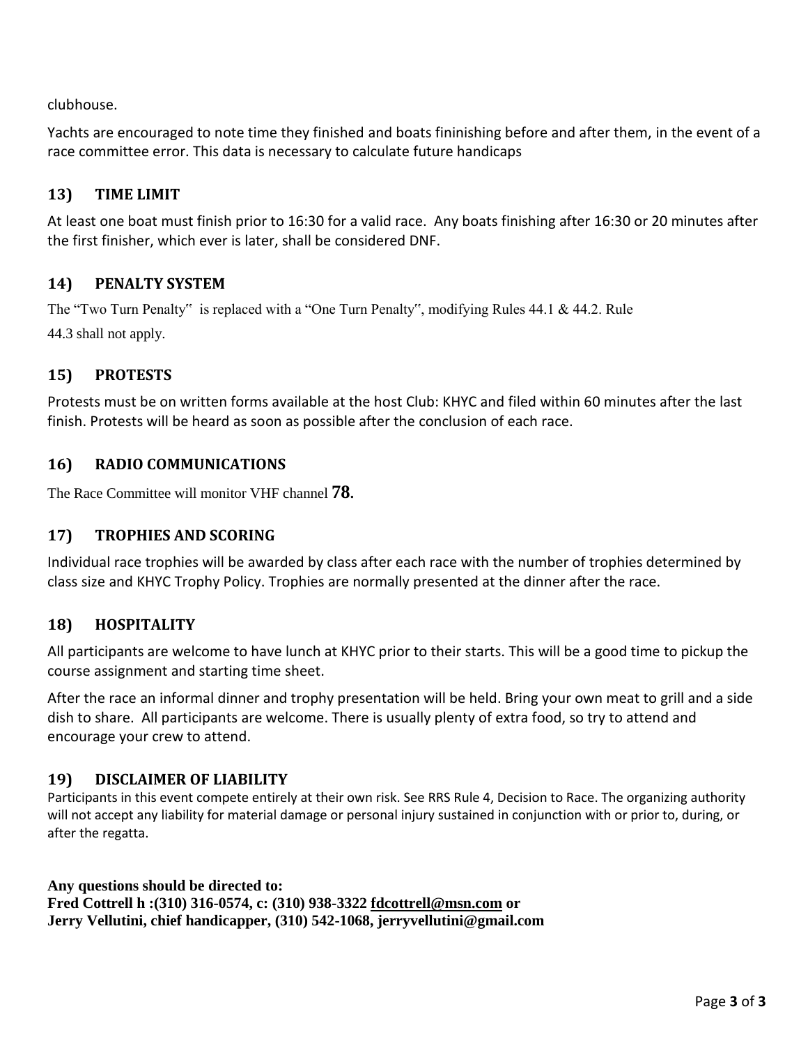clubhouse.

Yachts are encouraged to note time they finished and boats fininishing before and after them, in the event of a race committee error. This data is necessary to calculate future handicaps

## 13) TIME LIMIT

At least one boat must finish prior to 16:30 for a valid race. Any boats finishing after 16:30 or 20 minutes after the first finisher, which ever is later, shall be considered DNF.

## 14) PENALTY SYSTEM

The "Two Turn Penalty" is replaced with a "One Turn Penalty", modifying Rules 44.1 & 44.2. Rule 44.3 shall not apply.

## 15) PROTESTS

Protests must be on written forms available at the host Club: KHYC and filed within 60 minutes after the last finish. Protests will be heard as soon as possible after the conclusion of each race.

## 16) RADIO COMMUNICATIONS

The Race Committee will monitor VHF channel **78.**

## 17) TROPHIES AND SCORING

Individual race trophies will be awarded by class after each race with the number of trophies determined by class size and KHYC Trophy Policy. Trophies are normally presented at the dinner after the race.

## 18) HOSPITALITY

All participants are welcome to have lunch at KHYC prior to their starts. This will be a good time to pickup the course assignment and starting time sheet.

After the race an informal dinner and trophy presentation will be held. Bring your own meat to grill and a side dish to share. All participants are welcome. There is usually plenty of extra food, so try to attend and encourage your crew to attend.

## 19) DISCLAIMER OF LIABILITY

Participants in this event compete entirely at their own risk. See RRS Rule 4, Decision to Race. The organizing authority will not accept any liability for material damage or personal injury sustained in conjunction with or prior to, during, or after the regatta.

**Any questions should be directed to:**
**Fred Cottrell h :(310) 316-0574, c: (310) 938-3322 fdcottrell@msn.com or**
**Jerry Vellutini, chief handicapper, (310) 542-1068, jerryvellutini@gmail.com**